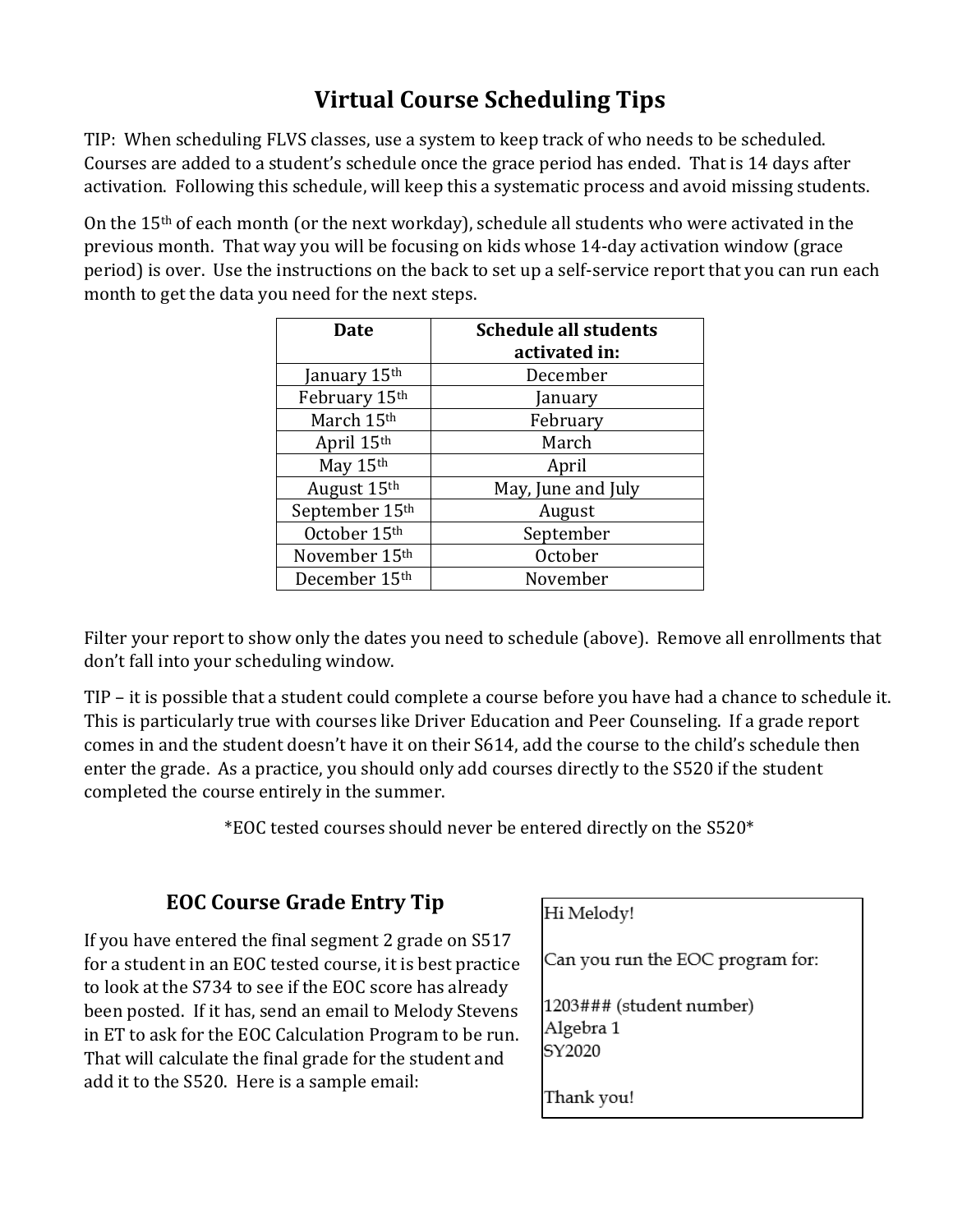# Virtual Course Scheduling Tips

TIP: When scheduling FLVS classes, use a system to keep track of who needs to be scheduled. Courses are added to a student's schedule once the grace period has ended. That is 14 days after activation. Following this schedule, will keep this a systematic process and avoid missing students.

On the 15th of each month (or the next workday), schedule all students who were activated in the previous month. That way you will be focusing on kids whose 14-day activation window (grace period) is over. Use the instructions on the back to set up a self-service report that you can run each month to get the data you need for the next steps.

| Date | Schedule all students activated in: |
|---|---|
| January 15th | December |
| February 15th | January |
| March 15th | February |
| April 15th | March |
| May 15th | April |
| August 15th | May, June and July |
| September 15th | August |
| October 15th | September |
| November 15th | October |
| December 15th | November |

Filter your report to show only the dates you need to schedule (above). Remove all enrollments that don't fall into your scheduling window.

TIP – it is possible that a student could complete a course before you have had a chance to schedule it. This is particularly true with courses like Driver Education and Peer Counseling. If a grade report comes in and the student doesn't have it on their S614, add the course to the child's schedule then enter the grade. As a practice, you should only add courses directly to the S520 if the student completed the course entirely in the summer.

*EOC tested courses should never be entered directly on the S520*

## EOC Course Grade Entry Tip

If you have entered the final segment 2 grade on S517 for a student in an EOC tested course, it is best practice to look at the S734 to see if the EOC score has already been posted. If it has, send an email to Melody Stevens in ET to ask for the EOC Calculation Program to be run. That will calculate the final grade for the student and add it to the S520. Here is a sample email:

> Hi Melody!
>
> Can you run the EOC program for:
>
> 1203### (student number)
> Algebra 1
> SY2020
>
> Thank you!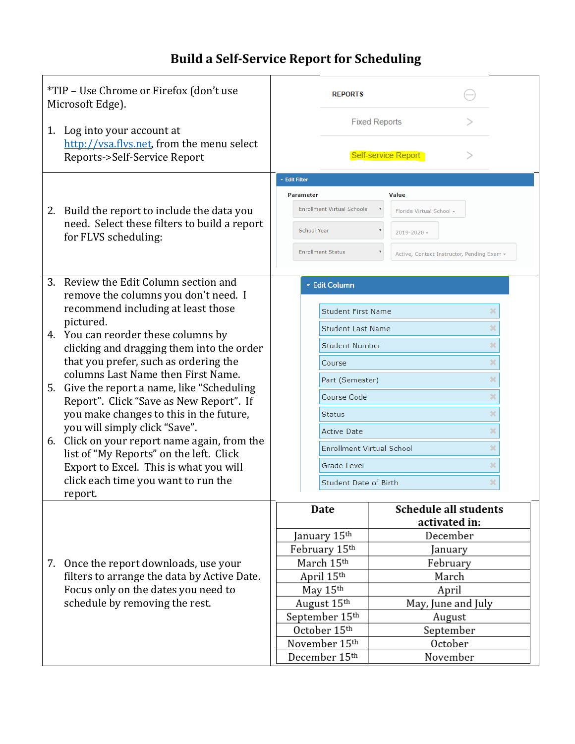# Build a Self-Service Report for Scheduling

*TIP – Use Chrome or Firefox (don't use Microsoft Edge).

1. Log into your account at http://vsa.flvs.net, from the menu select Reports->Self-Service Report

REPORTS

Fixed Reports

Self-service Report

2. Build the report to include the data you need. Select these filters to build a report for FLVS scheduling:

Edit Filter

| Parameter | Value |
|---|---|
| Enrollment Virtual Schools | Florida Virtual School |
| School Year | 2019-2020 |
| Enrollment Status | Active, Contact Instructor, Pending Exam |

3. Review the Edit Column section and remove the columns you don't need. I recommend including at least those pictured.
4. You can reorder these columns by clicking and dragging them into the order that you prefer, such as ordering the columns Last Name then First Name.
5. Give the report a name, like "Scheduling Report". Click "Save as New Report". If you make changes to this in the future, you will simply click "Save".
6. Click on your report name again, from the list of "My Reports" on the left. Click Export to Excel. This is what you will click each time you want to run the report.

Edit Column

- Student First Name
- Student Last Name
- Student Number
- Course
- Part (Semester)
- Course Code
- Status
- Active Date
- Enrollment Virtual School
- Grade Level
- Student Date of Birth

7. Once the report downloads, use your filters to arrange the data by Active Date. Focus only on the dates you need to schedule by removing the rest.

| Date | Schedule all students activated in: |
|---|---|
| January 15th | December |
| February 15th | January |
| March 15th | February |
| April 15th | March |
| May 15th | April |
| August 15th | May, June and July |
| September 15th | August |
| October 15th | September |
| November 15th | October |
| December 15th | November |